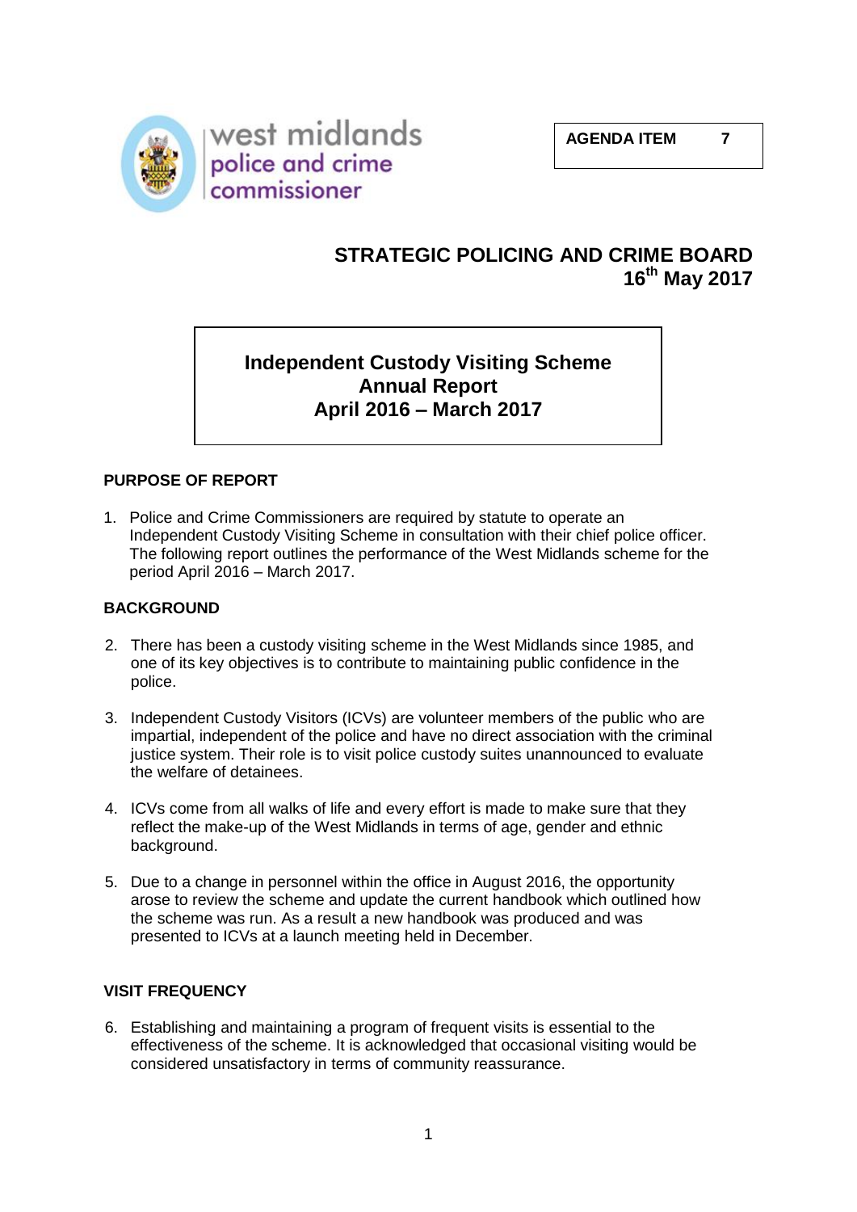west midlands
police and crime
commissioner

**AGENDA ITEM 7**

# STRATEGIC POLICING AND CRIME BOARD
## 16th May 2017

## Independent Custody Visiting Scheme Annual Report April 2016 – March 2017

### PURPOSE OF REPORT

1. Police and Crime Commissioners are required by statute to operate an Independent Custody Visiting Scheme in consultation with their chief police officer. The following report outlines the performance of the West Midlands scheme for the period April 2016 – March 2017.

### BACKGROUND

2. There has been a custody visiting scheme in the West Midlands since 1985, and one of its key objectives is to contribute to maintaining public confidence in the police.

3. Independent Custody Visitors (ICVs) are volunteer members of the public who are impartial, independent of the police and have no direct association with the criminal justice system. Their role is to visit police custody suites unannounced to evaluate the welfare of detainees.

4. ICVs come from all walks of life and every effort is made to make sure that they reflect the make-up of the West Midlands in terms of age, gender and ethnic background.

5. Due to a change in personnel within the office in August 2016, the opportunity arose to review the scheme and update the current handbook which outlined how the scheme was run. As a result a new handbook was produced and was presented to ICVs at a launch meeting held in December.

### VISIT FREQUENCY

6. Establishing and maintaining a program of frequent visits is essential to the effectiveness of the scheme. It is acknowledged that occasional visiting would be considered unsatisfactory in terms of community reassurance.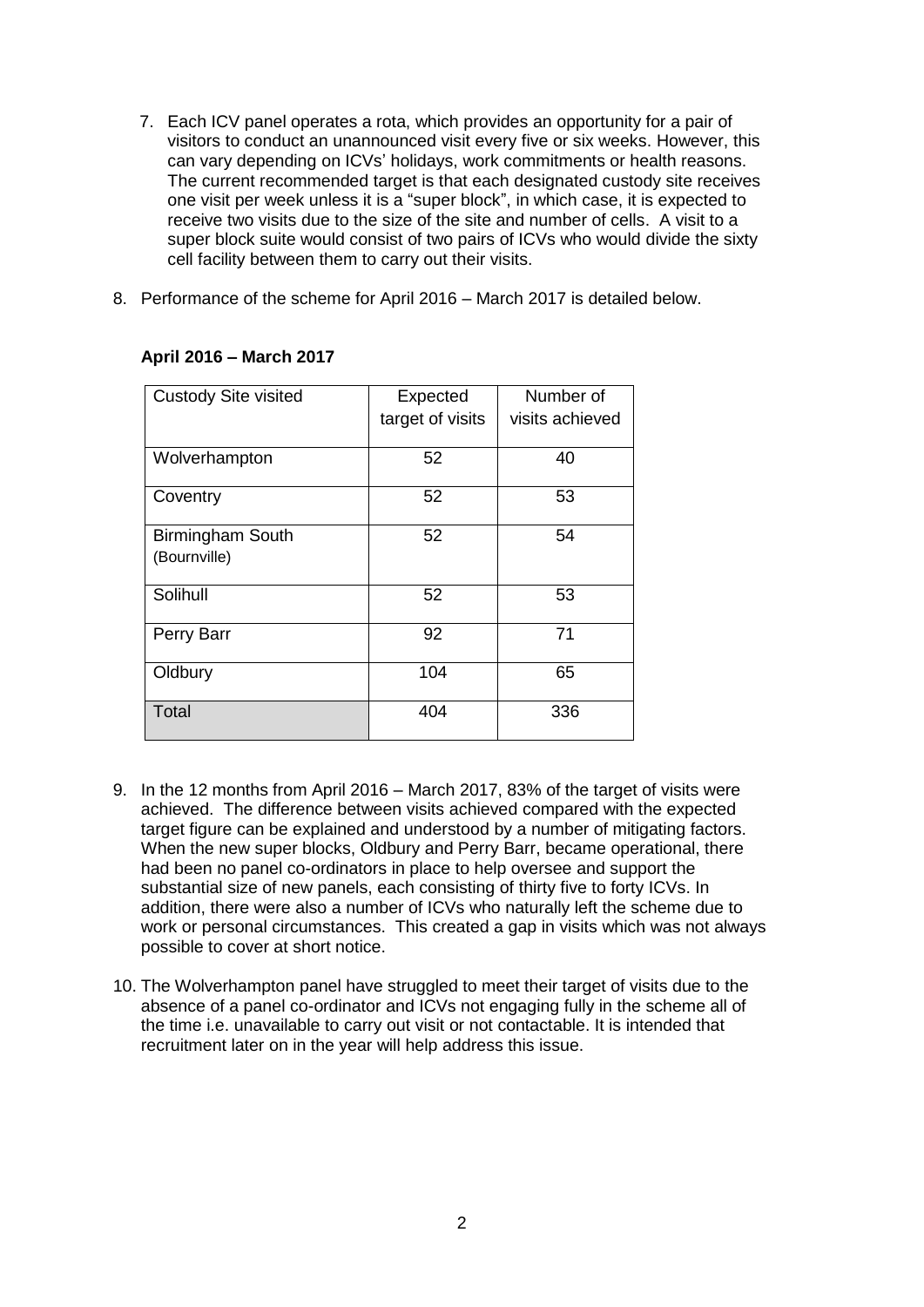7. Each ICV panel operates a rota, which provides an opportunity for a pair of visitors to conduct an unannounced visit every five or six weeks. However, this can vary depending on ICVs' holidays, work commitments or health reasons. The current recommended target is that each designated custody site receives one visit per week unless it is a "super block", in which case, it is expected to receive two visits due to the size of the site and number of cells. A visit to a super block suite would consist of two pairs of ICVs who would divide the sixty cell facility between them to carry out their visits.

8. Performance of the scheme for April 2016 – March 2017 is detailed below.

**April 2016 – March 2017**

| Custody Site visited | Expected target of visits | Number of visits achieved |
|---|---|---|
| Wolverhampton | 52 | 40 |
| Coventry | 52 | 53 |
| Birmingham South (Bournville) | 52 | 54 |
| Solihull | 52 | 53 |
| Perry Barr | 92 | 71 |
| Oldbury | 104 | 65 |
| Total | 404 | 336 |

9. In the 12 months from April 2016 – March 2017, 83% of the target of visits were achieved. The difference between visits achieved compared with the expected target figure can be explained and understood by a number of mitigating factors. When the new super blocks, Oldbury and Perry Barr, became operational, there had been no panel co-ordinators in place to help oversee and support the substantial size of new panels, each consisting of thirty five to forty ICVs. In addition, there were also a number of ICVs who naturally left the scheme due to work or personal circumstances. This created a gap in visits which was not always possible to cover at short notice.

10. The Wolverhampton panel have struggled to meet their target of visits due to the absence of a panel co-ordinator and ICVs not engaging fully in the scheme all of the time i.e. unavailable to carry out visit or not contactable. It is intended that recruitment later on in the year will help address this issue.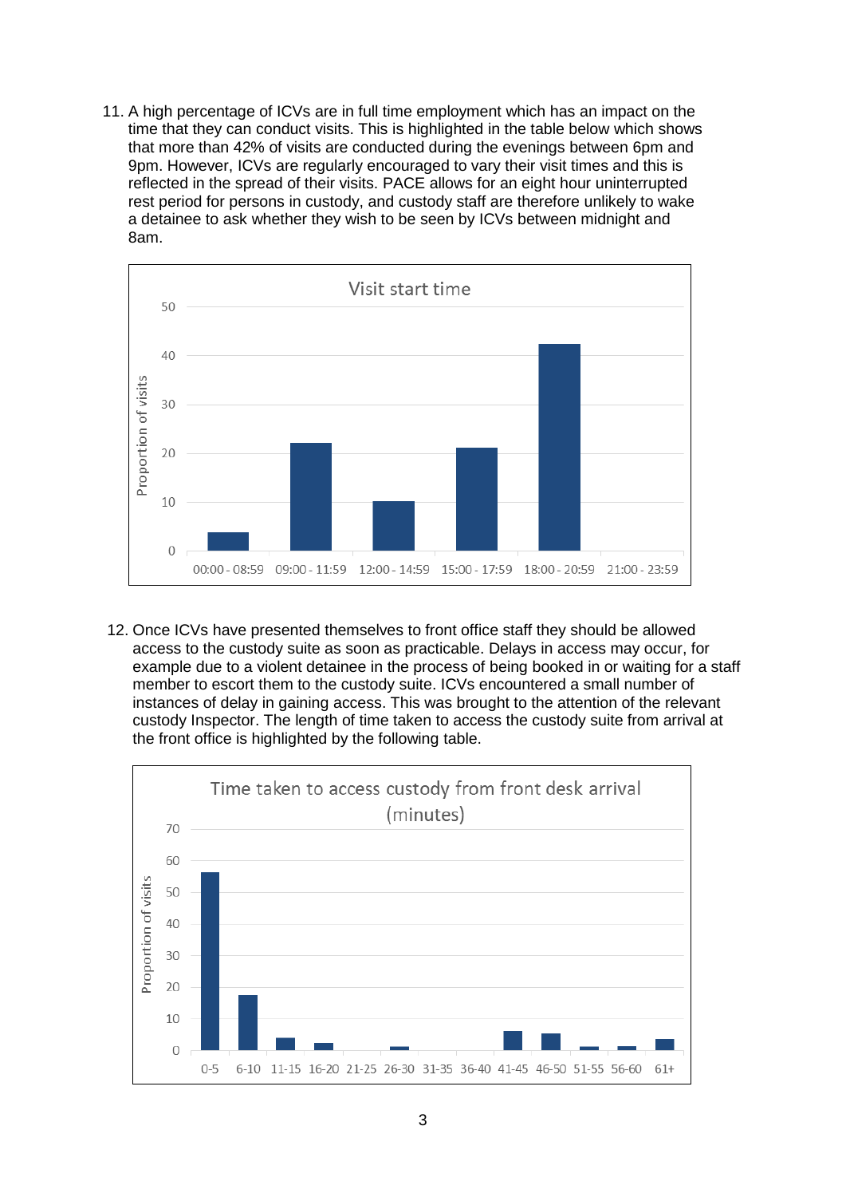11. A high percentage of ICVs are in full time employment which has an impact on the time that they can conduct visits. This is highlighted in the table below which shows that more than 42% of visits are conducted during the evenings between 6pm and 9pm. However, ICVs are regularly encouraged to vary their visit times and this is reflected in the spread of their visits. PACE allows for an eight hour uninterrupted rest period for persons in custody, and custody staff are therefore unlikely to wake a detainee to ask whether they wish to be seen by ICVs between midnight and 8am.

12. Once ICVs have presented themselves to front office staff they should be allowed access to the custody suite as soon as practicable. Delays in access may occur, for example due to a violent detainee in the process of being booked in or waiting for a staff member to escort them to the custody suite. ICVs encountered a small number of instances of delay in gaining access. This was brought to the attention of the relevant custody Inspector. The length of time taken to access the custody suite from arrival at the front office is highlighted by the following table.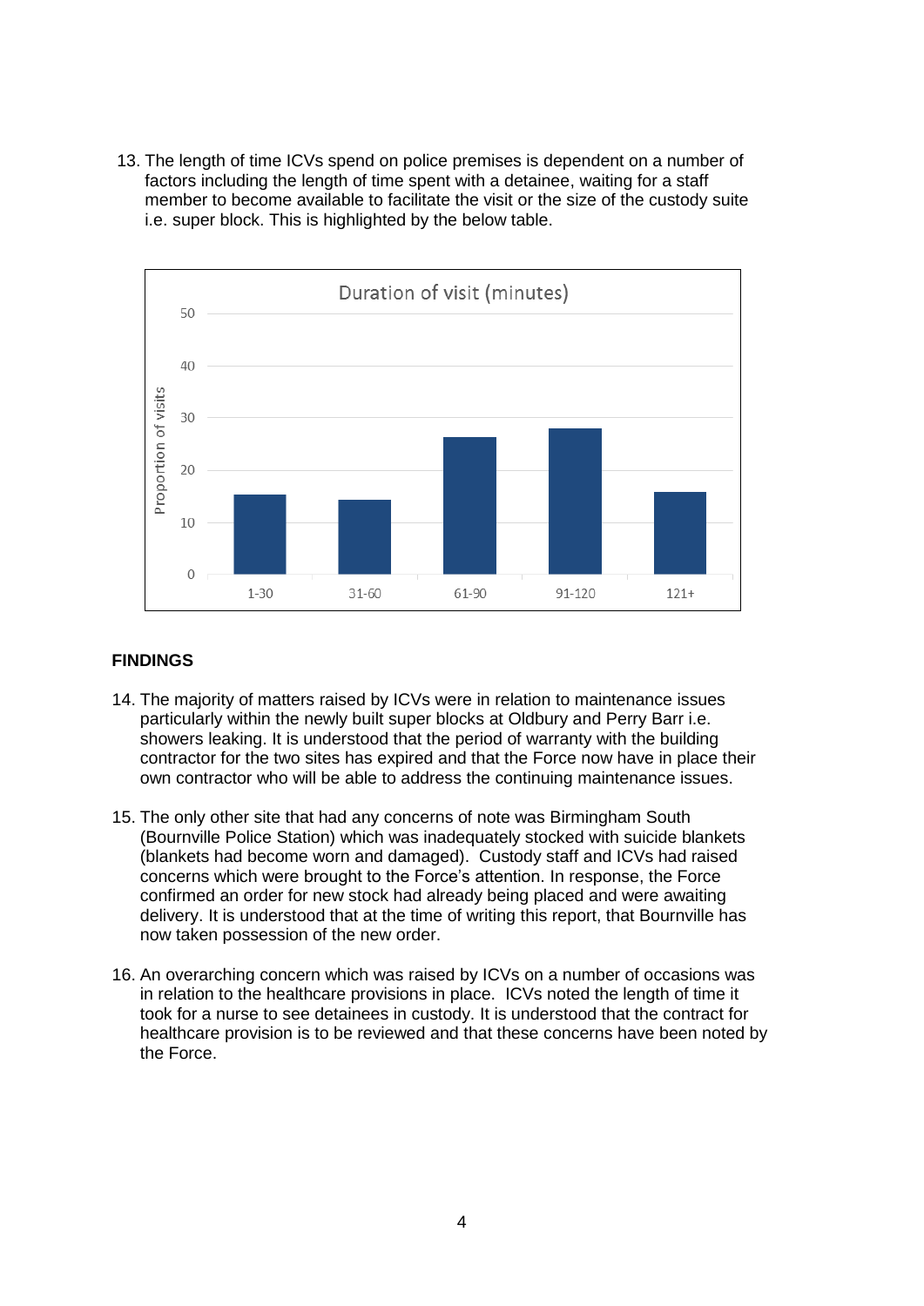13. The length of time ICVs spend on police premises is dependent on a number of factors including the length of time spent with a detainee, waiting for a staff member to become available to facilitate the visit or the size of the custody suite i.e. super block. This is highlighted by the below table.

## FINDINGS

14. The majority of matters raised by ICVs were in relation to maintenance issues particularly within the newly built super blocks at Oldbury and Perry Barr i.e. showers leaking. It is understood that the period of warranty with the building contractor for the two sites has expired and that the Force now have in place their own contractor who will be able to address the continuing maintenance issues.

15. The only other site that had any concerns of note was Birmingham South (Bournville Police Station) which was inadequately stocked with suicide blankets (blankets had become worn and damaged). Custody staff and ICVs had raised concerns which were brought to the Force's attention. In response, the Force confirmed an order for new stock had already being placed and were awaiting delivery. It is understood that at the time of writing this report, that Bournville has now taken possession of the new order.

16. An overarching concern which was raised by ICVs on a number of occasions was in relation to the healthcare provisions in place. ICVs noted the length of time it took for a nurse to see detainees in custody. It is understood that the contract for healthcare provision is to be reviewed and that these concerns have been noted by the Force.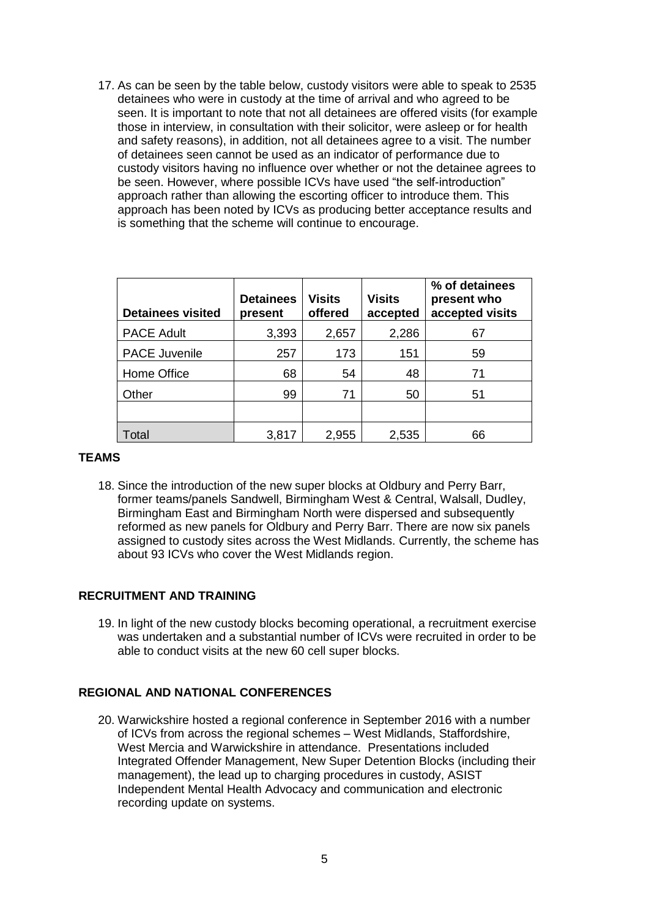17. As can be seen by the table below, custody visitors were able to speak to 2535 detainees who were in custody at the time of arrival and who agreed to be seen. It is important to note that not all detainees are offered visits (for example those in interview, in consultation with their solicitor, were asleep or for health and safety reasons), in addition, not all detainees agree to a visit. The number of detainees seen cannot be used as an indicator of performance due to custody visitors having no influence over whether or not the detainee agrees to be seen. However, where possible ICVs have used "the self-introduction" approach rather than allowing the escorting officer to introduce them. This approach has been noted by ICVs as producing better acceptance results and is something that the scheme will continue to encourage.

| Detainees visited | Detainees present | Visits offered | Visits accepted | % of detainees present who accepted visits |
|---|---|---|---|---|
| PACE Adult | 3,393 | 2,657 | 2,286 | 67 |
| PACE Juvenile | 257 | 173 | 151 | 59 |
| Home Office | 68 | 54 | 48 | 71 |
| Other | 99 | 71 | 50 | 51 |
| | | | | |
| Total | 3,817 | 2,955 | 2,535 | 66 |

## TEAMS

18. Since the introduction of the new super blocks at Oldbury and Perry Barr, former teams/panels Sandwell, Birmingham West & Central, Walsall, Dudley, Birmingham East and Birmingham North were dispersed and subsequently reformed as new panels for Oldbury and Perry Barr. There are now six panels assigned to custody sites across the West Midlands. Currently, the scheme has about 93 ICVs who cover the West Midlands region.

## RECRUITMENT AND TRAINING

19. In light of the new custody blocks becoming operational, a recruitment exercise was undertaken and a substantial number of ICVs were recruited in order to be able to conduct visits at the new 60 cell super blocks.

## REGIONAL AND NATIONAL CONFERENCES

20. Warwickshire hosted a regional conference in September 2016 with a number of ICVs from across the regional schemes – West Midlands, Staffordshire, West Mercia and Warwickshire in attendance. Presentations included Integrated Offender Management, New Super Detention Blocks (including their management), the lead up to charging procedures in custody, ASIST Independent Mental Health Advocacy and communication and electronic recording update on systems.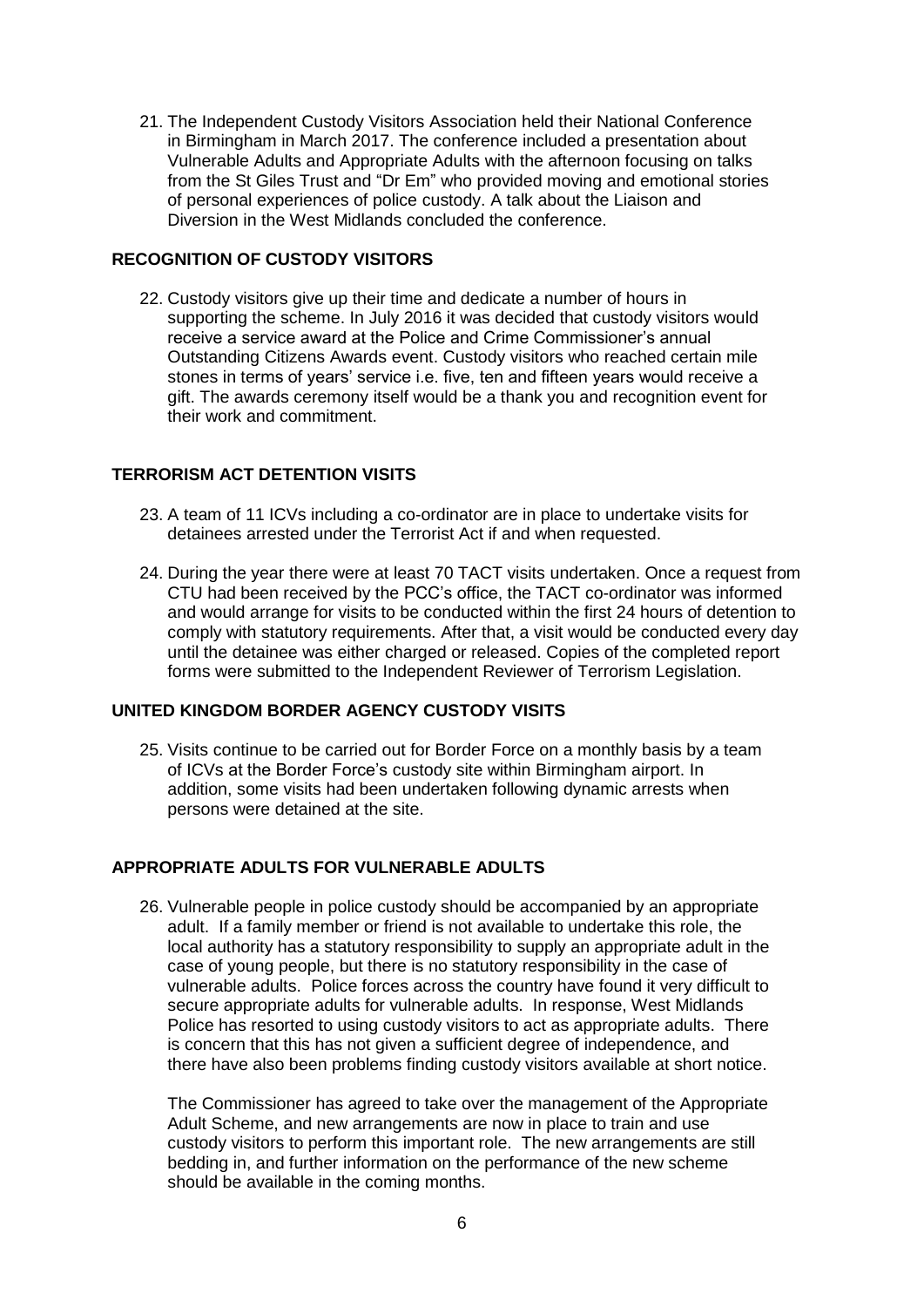21. The Independent Custody Visitors Association held their National Conference in Birmingham in March 2017. The conference included a presentation about Vulnerable Adults and Appropriate Adults with the afternoon focusing on talks from the St Giles Trust and "Dr Em" who provided moving and emotional stories of personal experiences of police custody. A talk about the Liaison and Diversion in the West Midlands concluded the conference.

**RECOGNITION OF CUSTODY VISITORS**

22. Custody visitors give up their time and dedicate a number of hours in supporting the scheme. In July 2016 it was decided that custody visitors would receive a service award at the Police and Crime Commissioner's annual Outstanding Citizens Awards event. Custody visitors who reached certain mile stones in terms of years' service i.e. five, ten and fifteen years would receive a gift. The awards ceremony itself would be a thank you and recognition event for their work and commitment.

**TERRORISM ACT DETENTION VISITS**

23. A team of 11 ICVs including a co-ordinator are in place to undertake visits for detainees arrested under the Terrorist Act if and when requested.

24. During the year there were at least 70 TACT visits undertaken. Once a request from CTU had been received by the PCC's office, the TACT co-ordinator was informed and would arrange for visits to be conducted within the first 24 hours of detention to comply with statutory requirements. After that, a visit would be conducted every day until the detainee was either charged or released. Copies of the completed report forms were submitted to the Independent Reviewer of Terrorism Legislation.

**UNITED KINGDOM BORDER AGENCY CUSTODY VISITS**

25. Visits continue to be carried out for Border Force on a monthly basis by a team of ICVs at the Border Force's custody site within Birmingham airport. In addition, some visits had been undertaken following dynamic arrests when persons were detained at the site.

**APPROPRIATE ADULTS FOR VULNERABLE ADULTS**

26. Vulnerable people in police custody should be accompanied by an appropriate adult. If a family member or friend is not available to undertake this role, the local authority has a statutory responsibility to supply an appropriate adult in the case of young people, but there is no statutory responsibility in the case of vulnerable adults. Police forces across the country have found it very difficult to secure appropriate adults for vulnerable adults. In response, West Midlands Police has resorted to using custody visitors to act as appropriate adults. There is concern that this has not given a sufficient degree of independence, and there have also been problems finding custody visitors available at short notice.

    The Commissioner has agreed to take over the management of the Appropriate Adult Scheme, and new arrangements are now in place to train and use custody visitors to perform this important role. The new arrangements are still bedding in, and further information on the performance of the new scheme should be available in the coming months.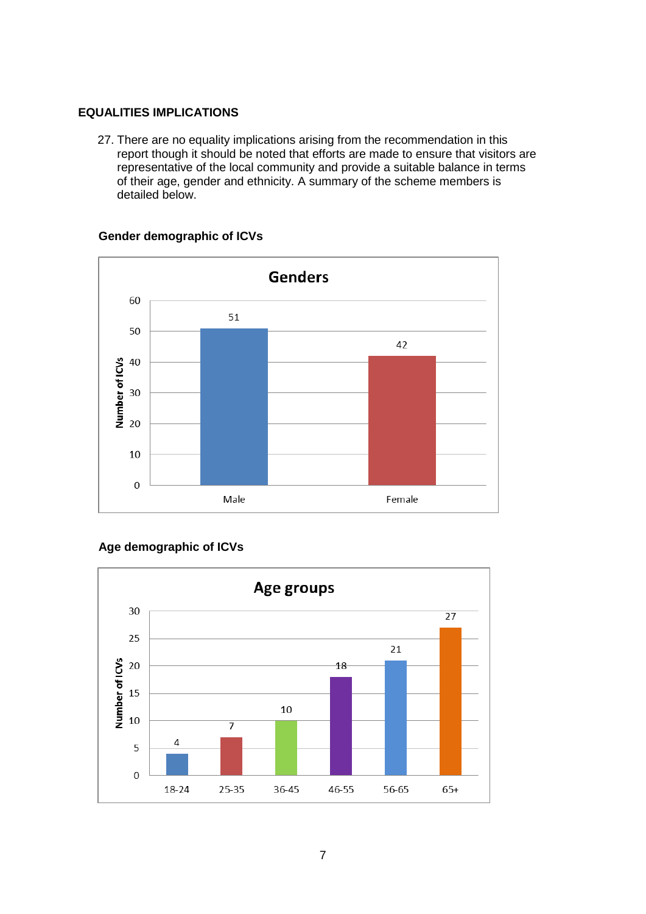## EQUALITIES IMPLICATIONS

27. There are no equality implications arising from the recommendation in this report though it should be noted that efforts are made to ensure that visitors are representative of the local community and provide a suitable balance in terms of their age, gender and ethnicity. A summary of the scheme members is detailed below.

**Gender demographic of ICVs**

**Genders**

| Gender | Number of ICVs |
|---|---|
| Male | 51 |
| Female | 42 |

**Age demographic of ICVs**

**Age groups**

| Age group | Number of ICVs |
|---|---|
| 18-24 | 4 |
| 25-35 | 7 |
| 36-45 | 10 |
| 46-55 | 18 |
| 56-65 | 21 |
| 65+ | 27 |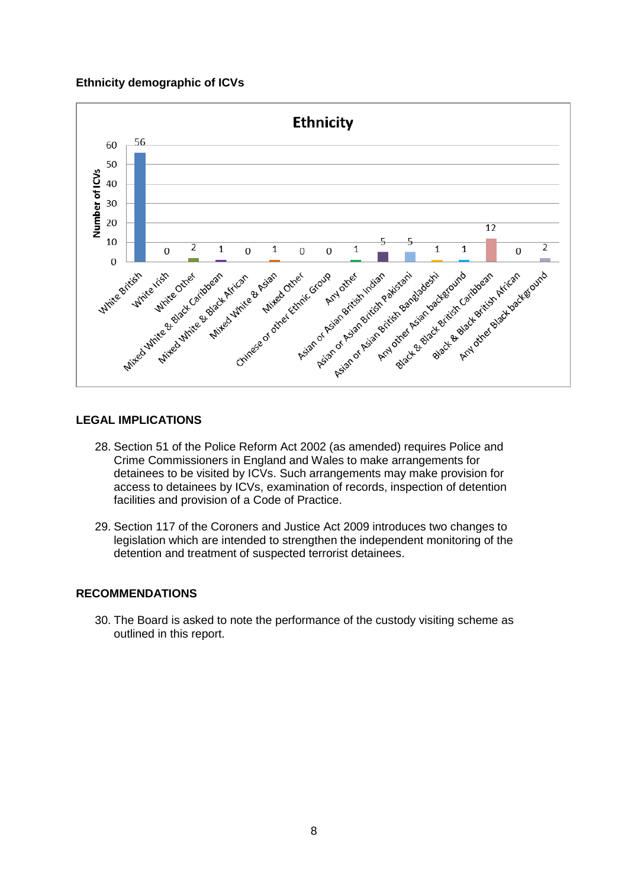**Ethnicity demographic of ICVs**

Ethnicity

Number of ICVs

0
10
20
30
40
50
60

56
0
2
1
0
1
0
0
1
5
5
1
1
12
0
2

White British
White Irish
White Other
Mixed White & Black Caribbean
Mixed White & Black African
Mixed White & Asian
Mixed Other
Chinese or other Ethnic Group
Any other
Asian or Asian British Indian
Asian or Asian British Pakistani
Asian or Asian British Bangladeshi
Any other Asian background
Black & Black British Caribbean
Black & Black British African
Any other Black background

**LEGAL IMPLICATIONS**

28. Section 51 of the Police Reform Act 2002 (as amended) requires Police and Crime Commissioners in England and Wales to make arrangements for detainees to be visited by ICVs. Such arrangements may make provision for access to detainees by ICVs, examination of records, inspection of detention facilities and provision of a Code of Practice.

29. Section 117 of the Coroners and Justice Act 2009 introduces two changes to legislation which are intended to strengthen the independent monitoring of the detention and treatment of suspected terrorist detainees.

**RECOMMENDATIONS**

30. The Board is asked to note the performance of the custody visiting scheme as outlined in this report.